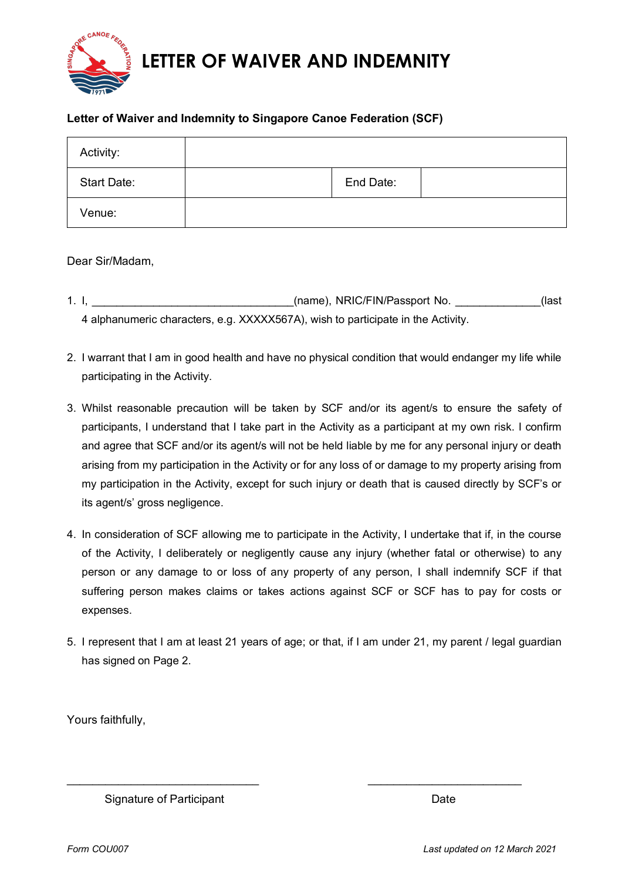# LETTER OF WAIVER AND INDEMNITY

**Letter of Waiver and Indemnity to Singapore Canoe Federation (SCF)**

| Activity: | | | |
|---|---|---|---|
| Start Date: | | End Date: | |
| Venue: | | | |

Dear Sir/Madam,

1. I, ________________________________(name), NRIC/FIN/Passport No. _____________(last 4 alphanumeric characters, e.g. XXXXX567A), wish to participate in the Activity.

2. I warrant that I am in good health and have no physical condition that would endanger my life while participating in the Activity.

3. Whilst reasonable precaution will be taken by SCF and/or its agent/s to ensure the safety of participants, I understand that I take part in the Activity as a participant at my own risk. I confirm and agree that SCF and/or its agent/s will not be held liable by me for any personal injury or death arising from my participation in the Activity or for any loss of or damage to my property arising from my participation in the Activity, except for such injury or death that is caused directly by SCF's or its agent/s' gross negligence.

4. In consideration of SCF allowing me to participate in the Activity, I undertake that if, in the course of the Activity, I deliberately or negligently cause any injury (whether fatal or otherwise) to any person or any damage to or loss of any property of any person, I shall indemnify SCF if that suffering person makes claims or takes actions against SCF or SCF has to pay for costs or expenses.

5. I represent that I am at least 21 years of age; or that, if I am under 21, my parent / legal guardian has signed on Page 2.

Yours faithfully,

______________________________ ________________________

Signature of Participant Date

*Form COU007* *Last updated on 12 March 2021*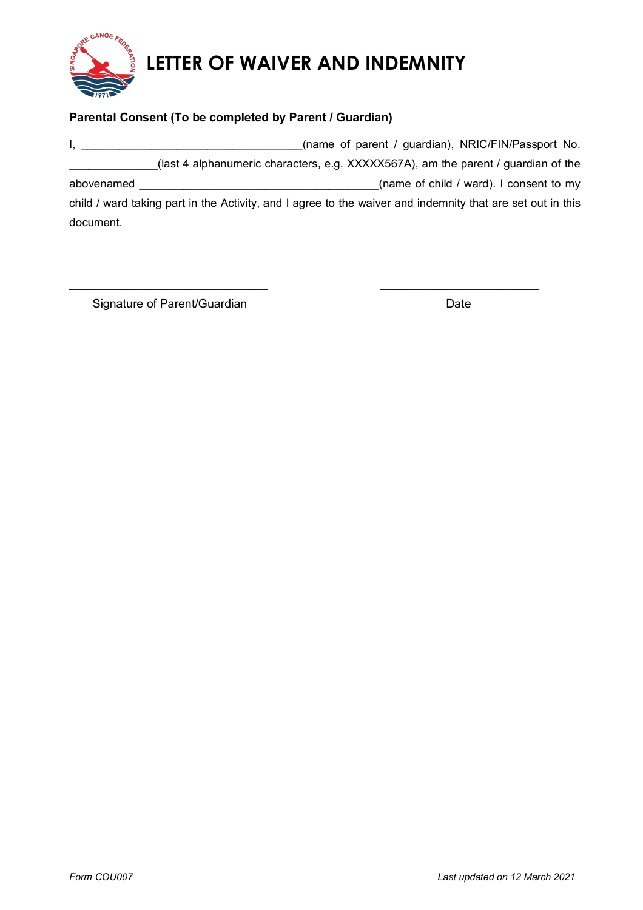# LETTER OF WAIVER AND INDEMNITY

**Parental Consent (To be completed by Parent / Guardian)**

I, ___________________________________(name of parent / guardian), NRIC/FIN/Passport No. ______________(last 4 alphanumeric characters, e.g. XXXXX567A), am the parent / guardian of the abovenamed ______________________________________(name of child / ward). I consent to my child / ward taking part in the Activity, and I agree to the waiver and indemnity that are set out in this document.

_______________________________ _________________________

Signature of Parent/Guardian Date

*Form COU007* *Last updated on 12 March 2021*